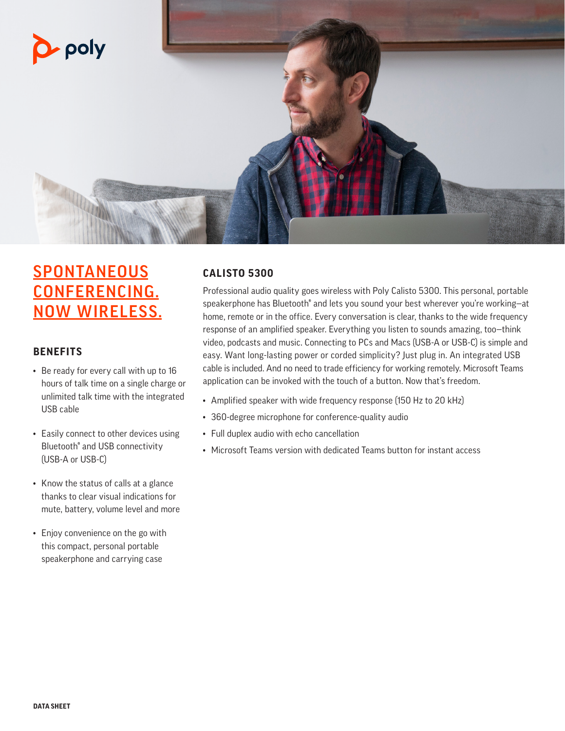poly

# SPONTANEOUS CONFERENCING. NOW WIRELESS.

## BENEFITS

- Be ready for every call with up to 16 hours of talk time on a single charge or unlimited talk time with the integrated USB cable
- Easily connect to other devices using Bluetooth® and USB connectivity (USB-A or USB-C)
- Know the status of calls at a glance thanks to clear visual indications for mute, battery, volume level and more
- Enjoy convenience on the go with this compact, personal portable speakerphone and carrying case

## CALISTO 5300

Professional audio quality goes wireless with Poly Calisto 5300. This personal, portable speakerphone has Bluetooth® and lets you sound your best wherever you're working—at home, remote or in the office. Every conversation is clear, thanks to the wide frequency response of an amplified speaker. Everything you listen to sounds amazing, too—think video, podcasts and music. Connecting to PCs and Macs (USB-A or USB-C) is simple and easy. Want long-lasting power or corded simplicity? Just plug in. An integrated USB cable is included. And no need to trade efficiency for working remotely. Microsoft Teams application can be invoked with the touch of a button. Now that's freedom.

- Amplified speaker with wide frequency response (150 Hz to 20 kHz)
- 360-degree microphone for conference-quality audio
- Full duplex audio with echo cancellation
- Microsoft Teams version with dedicated Teams button for instant access

DATA SHEET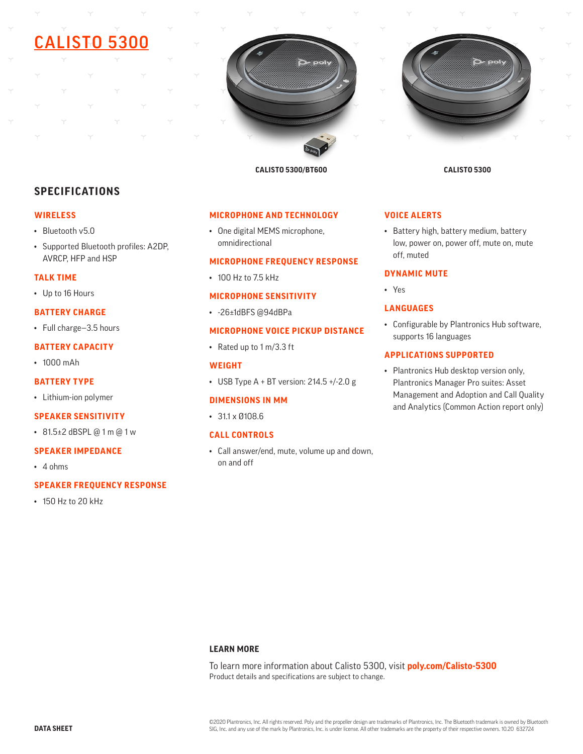# CALISTO 5300

CALISTO 5300/BT600

CALISTO 5300

## SPECIFICATIONS

### WIRELESS

- Bluetooth v5.0
- Supported Bluetooth profiles: A2DP, AVRCP, HFP and HSP

### TALK TIME

- Up to 16 Hours

### BATTERY CHARGE

- Full charge–3.5 hours

### BATTERY CAPACITY

- 1000 mAh

### BATTERY TYPE

- Lithium-ion polymer

### SPEAKER SENSITIVITY

- 81.5±2 dBSPL @ 1 m @ 1 w

### SPEAKER IMPEDANCE

- 4 ohms

### SPEAKER FREQUENCY RESPONSE

- 150 Hz to 20 kHz

### MICROPHONE AND TECHNOLOGY

- One digital MEMS microphone, omnidirectional

### MICROPHONE FREQUENCY RESPONSE

- 100 Hz to 7.5 kHz

### MICROPHONE SENSITIVITY

- -26±1dBFS @94dBPa

### MICROPHONE VOICE PICKUP DISTANCE

- Rated up to 1 m/3.3 ft

### WEIGHT

- USB Type A + BT version: 214.5 +/-2.0 g

### DIMENSIONS IN MM

- 31.1 x Ø108.6

### CALL CONTROLS

- Call answer/end, mute, volume up and down, on and off

### VOICE ALERTS

- Battery high, battery medium, battery low, power on, power off, mute on, mute off, muted

### DYNAMIC MUTE

- Yes

### LANGUAGES

- Configurable by Plantronics Hub software, supports 16 languages

### APPLICATIONS SUPPORTED

- Plantronics Hub desktop version only, Plantronics Manager Pro suites: Asset Management and Adoption and Call Quality and Analytics (Common Action report only)

**LEARN MORE**

To learn more information about Calisto 5300, visit **poly.com/Calisto-5300**
Product details and specifications are subject to change.

DATA SHEET

©2020 Plantronics, Inc. All rights reserved. Poly and the propeller design are trademarks of Plantronics, Inc. The Bluetooth trademark is owned by Bluetooth SIG, Inc. and any use of the mark by Plantronics, Inc. is under license. All other trademarks are the property of their respective owners. 10.20 632724